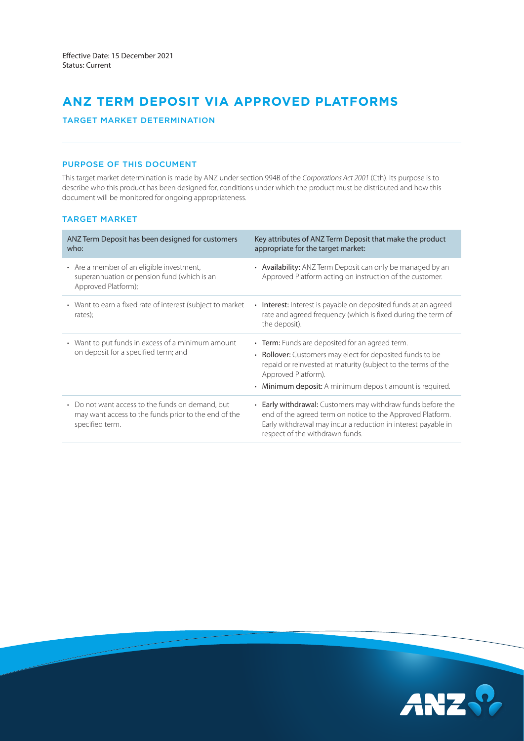Effective Date: 15 December 2021
Status: Current

# ANZ TERM DEPOSIT VIA APPROVED PLATFORMS

## TARGET MARKET DETERMINATION

### PURPOSE OF THIS DOCUMENT

This target market determination is made by ANZ under section 994B of the *Corporations Act 2001* (Cth). Its purpose is to describe who this product has been designed for, conditions under which the product must be distributed and how this document will be monitored for ongoing appropriateness.

### TARGET MARKET

| ANZ Term Deposit has been designed for customers who: | Key attributes of ANZ Term Deposit that make the product appropriate for the target market: |
|---|---|
| • Are a member of an eligible investment, superannuation or pension fund (which is an Approved Platform); | • **Availability:** ANZ Term Deposit can only be managed by an Approved Platform acting on instruction of the customer. |
| • Want to earn a fixed rate of interest (subject to market rates); | • **Interest:** Interest is payable on deposited funds at an agreed rate and agreed frequency (which is fixed during the term of the deposit). |
| • Want to put funds in excess of a minimum amount on deposit for a specified term; and | • **Term:** Funds are deposited for an agreed term.<br>• **Rollover:** Customers may elect for deposited funds to be repaid or reinvested at maturity (subject to the terms of the Approved Platform).<br>• **Minimum deposit:** A minimum deposit amount is required. |
| • Do not want access to the funds on demand, but may want access to the funds prior to the end of the specified term. | • **Early withdrawal:** Customers may withdraw funds before the end of the agreed term on notice to the Approved Platform. Early withdrawal may incur a reduction in interest payable in respect of the withdrawn funds. |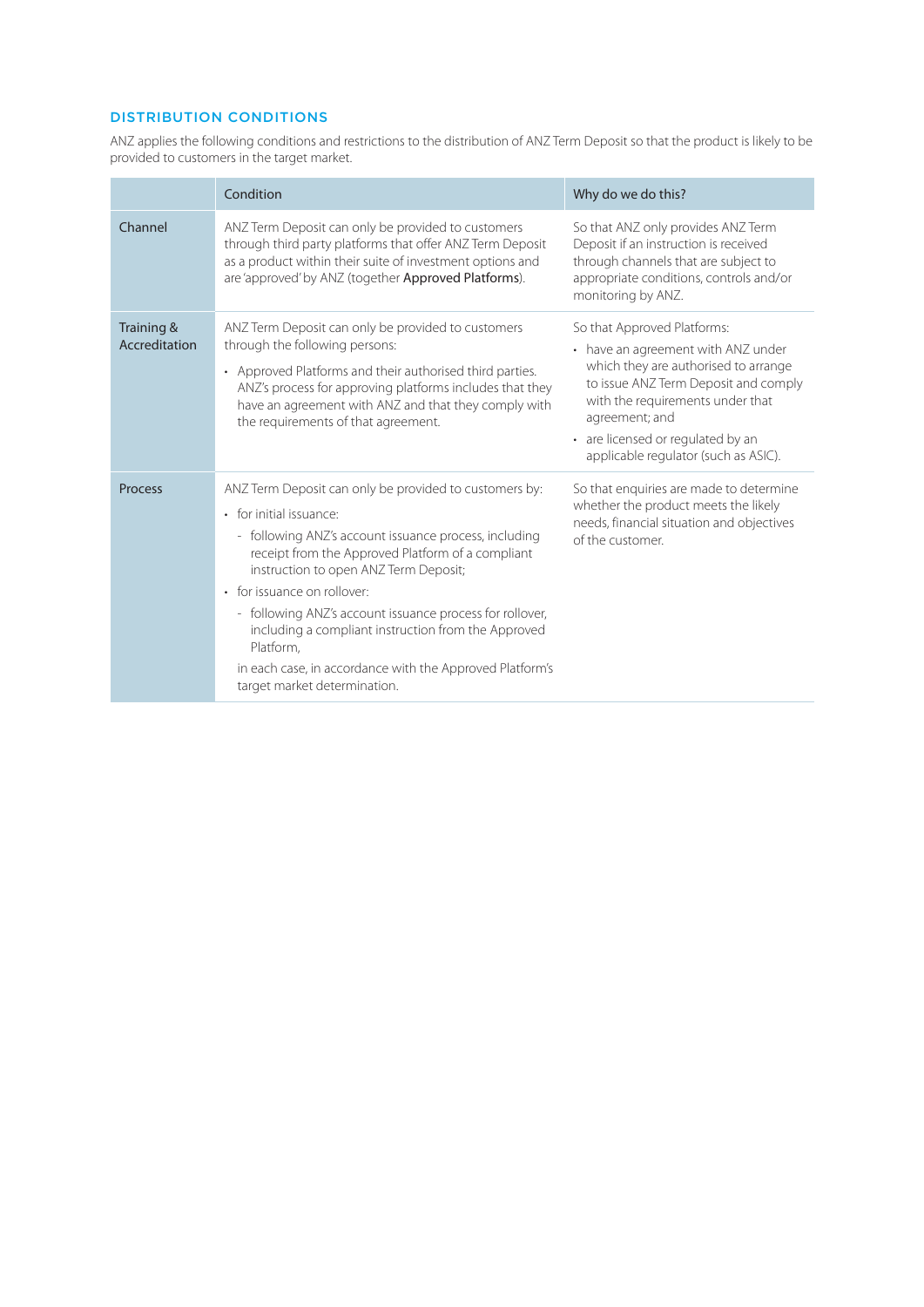## DISTRIBUTION CONDITIONS

ANZ applies the following conditions and restrictions to the distribution of ANZ Term Deposit so that the product is likely to be provided to customers in the target market.

| | Condition | Why do we do this? |
|---|---|---|
| Channel | ANZ Term Deposit can only be provided to customers through third party platforms that offer ANZ Term Deposit as a product within their suite of investment options and are 'approved' by ANZ (together **Approved Platforms**). | So that ANZ only provides ANZ Term Deposit if an instruction is received through channels that are subject to appropriate conditions, controls and/or monitoring by ANZ. |
| Training & Accreditation | ANZ Term Deposit can only be provided to customers through the following persons:<br>• Approved Platforms and their authorised third parties. ANZ's process for approving platforms includes that they have an agreement with ANZ and that they comply with the requirements of that agreement. | So that Approved Platforms:<br>• have an agreement with ANZ under which they are authorised to arrange to issue ANZ Term Deposit and comply with the requirements under that agreement; and<br>• are licensed or regulated by an applicable regulator (such as ASIC). |
| Process | ANZ Term Deposit can only be provided to customers by:<br>• for initial issuance:<br>- following ANZ's account issuance process, including receipt from the Approved Platform of a compliant instruction to open ANZ Term Deposit;<br>• for issuance on rollover:<br>- following ANZ's account issuance process for rollover, including a compliant instruction from the Approved Platform,<br>in each case, in accordance with the Approved Platform's target market determination. | So that enquiries are made to determine whether the product meets the likely needs, financial situation and objectives of the customer. |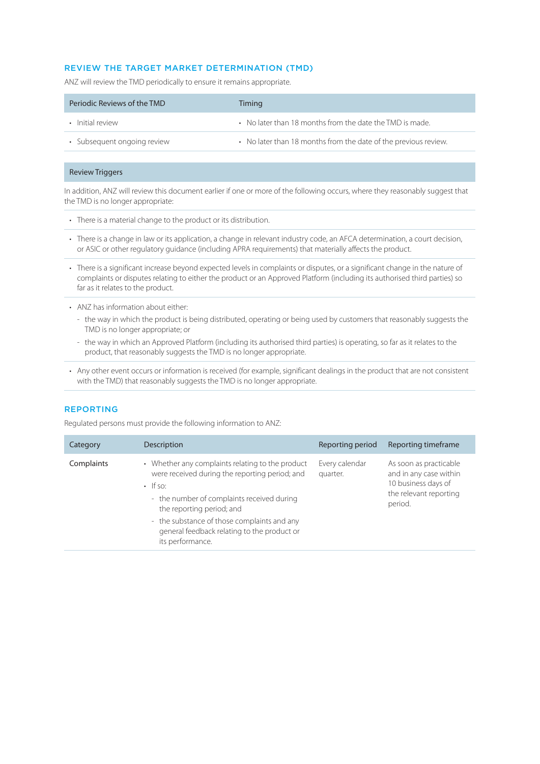## REVIEW THE TARGET MARKET DETERMINATION (TMD)

ANZ will review the TMD periodically to ensure it remains appropriate.

| Periodic Reviews of the TMD | Timing |
|---|---|
| • Initial review | • No later than 18 months from the date the TMD is made. |
| • Subsequent ongoing review | • No later than 18 months from the date of the previous review. |

**Review Triggers**

In addition, ANZ will review this document earlier if one or more of the following occurs, where they reasonably suggest that the TMD is no longer appropriate:

- There is a material change to the product or its distribution.
- There is a change in law or its application, a change in relevant industry code, an AFCA determination, a court decision, or ASIC or other regulatory guidance (including APRA requirements) that materially affects the product.
- There is a significant increase beyond expected levels in complaints or disputes, or a significant change in the nature of complaints or disputes relating to either the product or an Approved Platform (including its authorised third parties) so far as it relates to the product.
- ANZ has information about either:
  - the way in which the product is being distributed, operating or being used by customers that reasonably suggests the TMD is no longer appropriate; or
  - the way in which an Approved Platform (including its authorised third parties) is operating, so far as it relates to the product, that reasonably suggests the TMD is no longer appropriate.
- Any other event occurs or information is received (for example, significant dealings in the product that are not consistent with the TMD) that reasonably suggests the TMD is no longer appropriate.

## REPORTING

Regulated persons must provide the following information to ANZ:

| Category | Description | Reporting period | Reporting timeframe |
|---|---|---|---|
| Complaints | • Whether any complaints relating to the product were received during the reporting period; and<br>• If so:<br>- the number of complaints received during the reporting period; and<br>- the substance of those complaints and any general feedback relating to the product or its performance. | Every calendar quarter. | As soon as practicable and in any case within 10 business days of the relevant reporting period. |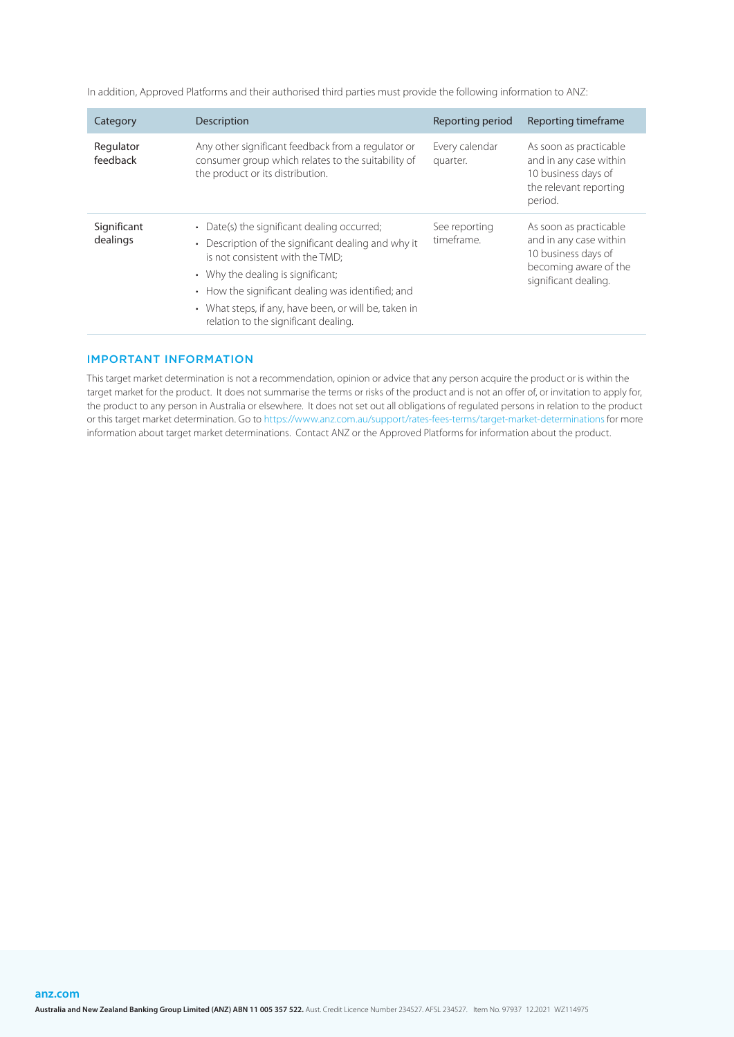In addition, Approved Platforms and their authorised third parties must provide the following information to ANZ:

| Category | Description | Reporting period | Reporting timeframe |
|---|---|---|---|
| Regulator feedback | Any other significant feedback from a regulator or consumer group which relates to the suitability of the product or its distribution. | Every calendar quarter. | As soon as practicable and in any case within 10 business days of the relevant reporting period. |
| Significant dealings | • Date(s) the significant dealing occurred;<br>• Description of the significant dealing and why it is not consistent with the TMD;<br>• Why the dealing is significant;<br>• How the significant dealing was identified; and<br>• What steps, if any, have been, or will be, taken in relation to the significant dealing. | See reporting timeframe. | As soon as practicable and in any case within 10 business days of becoming aware of the significant dealing. |

## IMPORTANT INFORMATION

This target market determination is not a recommendation, opinion or advice that any person acquire the product or is within the target market for the product. It does not summarise the terms or risks of the product and is not an offer of, or invitation to apply for, the product to any person in Australia or elsewhere. It does not set out all obligations of regulated persons in relation to the product or this target market determination. Go to https://www.anz.com.au/support/rates-fees-terms/target-market-determinations for more information about target market determinations. Contact ANZ or the Approved Platforms for information about the product.

**anz.com**

**Australia and New Zealand Banking Group Limited (ANZ) ABN 11 005 357 522.** Aust. Credit Licence Number 234527. AFSL 234527. Item No. 97937 12.2021 WZ114975